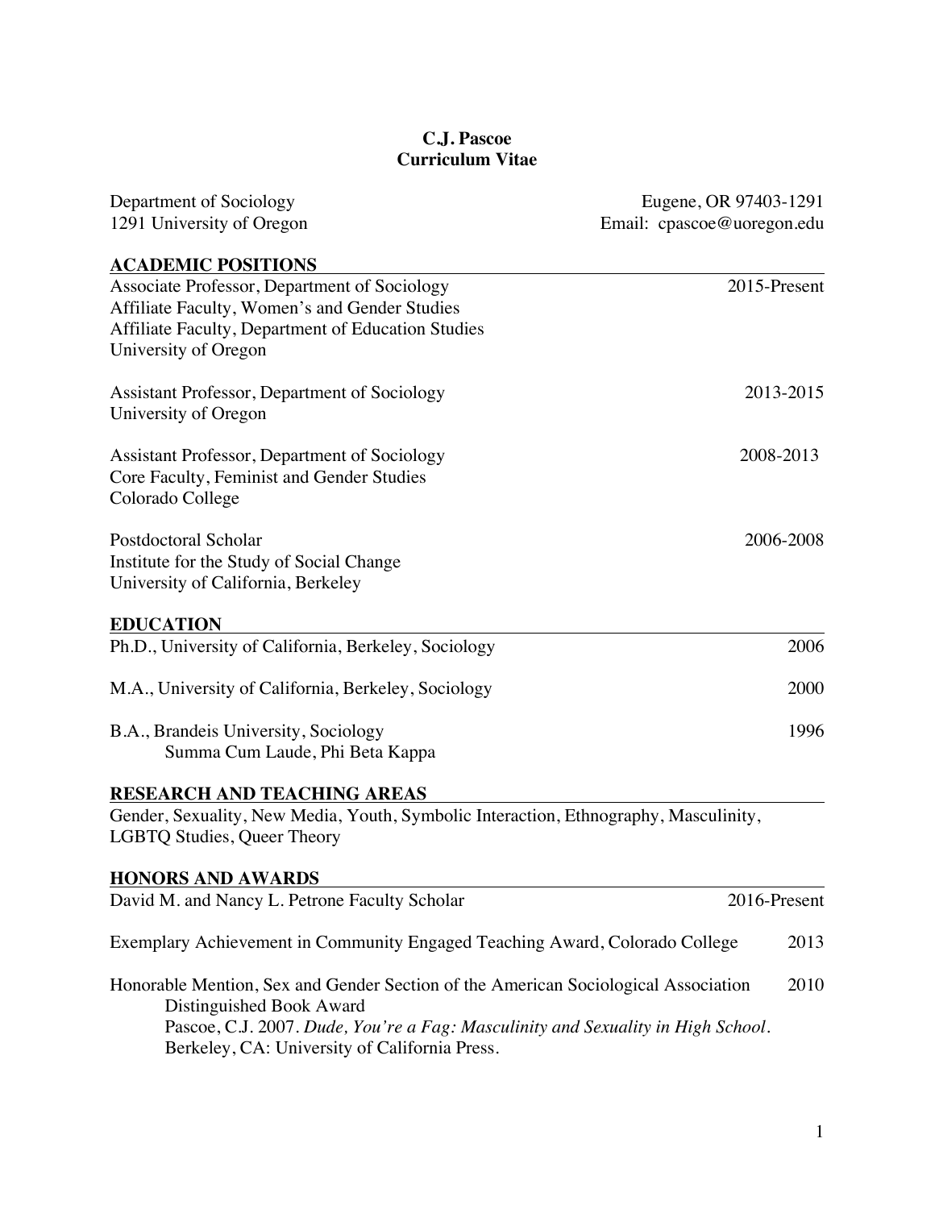# C.J. Pascoe
# Curriculum Vitae

Department of Sociology
1291 University of Oregon

Eugene, OR 97403-1291
Email: cpascoe@uoregon.edu

## ACADEMIC POSITIONS

Associate Professor, Department of Sociology — 2015-Present
Affiliate Faculty, Women's and Gender Studies
Affiliate Faculty, Department of Education Studies
University of Oregon

Assistant Professor, Department of Sociology — 2013-2015
University of Oregon

Assistant Professor, Department of Sociology — 2008-2013
Core Faculty, Feminist and Gender Studies
Colorado College

Postdoctoral Scholar — 2006-2008
Institute for the Study of Social Change
University of California, Berkeley

## EDUCATION

Ph.D., University of California, Berkeley, Sociology — 2006

M.A., University of California, Berkeley, Sociology — 2000

B.A., Brandeis University, Sociology — 1996
Summa Cum Laude, Phi Beta Kappa

## RESEARCH AND TEACHING AREAS

Gender, Sexuality, New Media, Youth, Symbolic Interaction, Ethnography, Masculinity, LGBTQ Studies, Queer Theory

## HONORS AND AWARDS

David M. and Nancy L. Petrone Faculty Scholar — 2016-Present

Exemplary Achievement in Community Engaged Teaching Award, Colorado College — 2013

Honorable Mention, Sex and Gender Section of the American Sociological Association Distinguished Book Award — 2010
Pascoe, C.J. 2007. *Dude, You're a Fag: Masculinity and Sexuality in High School*. Berkeley, CA: University of California Press.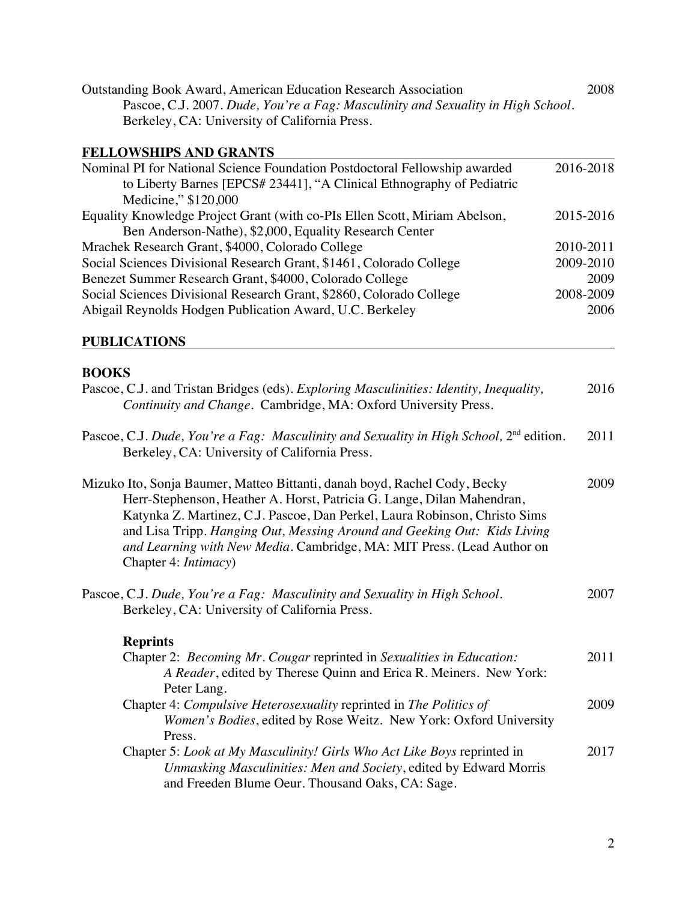Outstanding Book Award, American Education Research Association — 2008
Pascoe, C.J. 2007. *Dude, You're a Fag: Masculinity and Sexuality in High School*. Berkeley, CA: University of California Press.

## FELLOWSHIPS AND GRANTS

Nominal PI for National Science Foundation Postdoctoral Fellowship awarded to Liberty Barnes [EPCS# 23441], "A Clinical Ethnography of Pediatric Medicine," $120,000 — 2016-2018

Equality Knowledge Project Grant (with co-PIs Ellen Scott, Miriam Abelson, Ben Anderson-Nathe), $2,000, Equality Research Center — 2015-2016

Mrachek Research Grant, $4000, Colorado College — 2010-2011

Social Sciences Divisional Research Grant, $1461, Colorado College — 2009-2010

Benezet Summer Research Grant, $4000, Colorado College — 2009

Social Sciences Divisional Research Grant, $2860, Colorado College — 2008-2009

Abigail Reynolds Hodgen Publication Award, U.C. Berkeley — 2006

## PUBLICATIONS

### BOOKS

Pascoe, C.J. and Tristan Bridges (eds). *Exploring Masculinities: Identity, Inequality, Continuity and Change*. Cambridge, MA: Oxford University Press. — 2016

Pascoe, C.J. *Dude, You're a Fag: Masculinity and Sexuality in High School,* 2nd edition. Berkeley, CA: University of California Press. — 2011

Mizuko Ito, Sonja Baumer, Matteo Bittanti, danah boyd, Rachel Cody, Becky Herr-Stephenson, Heather A. Horst, Patricia G. Lange, Dilan Mahendran, Katynka Z. Martinez, C.J. Pascoe, Dan Perkel, Laura Robinson, Christo Sims and Lisa Tripp. *Hanging Out, Messing Around and Geeking Out: Kids Living and Learning with New Media*. Cambridge, MA: MIT Press. (Lead Author on Chapter 4: *Intimacy*) — 2009

Pascoe, C.J. *Dude, You're a Fag: Masculinity and Sexuality in High School*. Berkeley, CA: University of California Press. — 2007

**Reprints**

Chapter 2: *Becoming Mr. Cougar* reprinted in *Sexualities in Education: A Reader*, edited by Therese Quinn and Erica R. Meiners. New York: Peter Lang. — 2011

Chapter 4: *Compulsive Heterosexuality* reprinted in *The Politics of Women's Bodies*, edited by Rose Weitz. New York: Oxford University Press. — 2009

Chapter 5: *Look at My Masculinity! Girls Who Act Like Boys* reprinted in *Unmasking Masculinities: Men and Society*, edited by Edward Morris and Freeden Blume Oeur. Thousand Oaks, CA: Sage. — 2017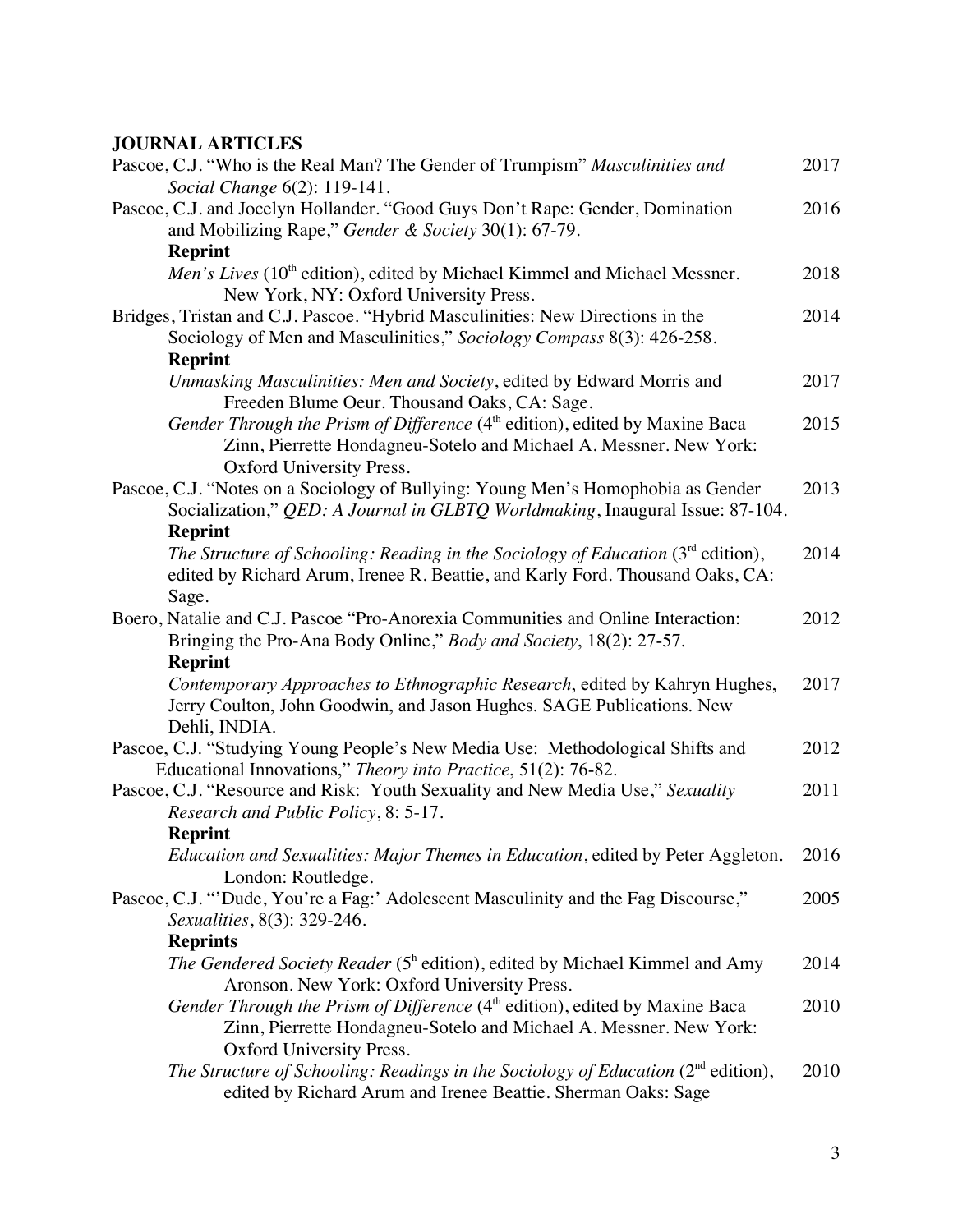**JOURNAL ARTICLES**

Pascoe, C.J. "Who is the Real Man? The Gender of Trumpism" *Masculinities and Social Change* 6(2): 119-141. 2017

Pascoe, C.J. and Jocelyn Hollander. "Good Guys Don't Rape: Gender, Domination and Mobilizing Rape," *Gender & Society* 30(1): 67-79. 2016

**Reprint**

*Men's Lives* (10th edition), edited by Michael Kimmel and Michael Messner. New York, NY: Oxford University Press. 2018

Bridges, Tristan and C.J. Pascoe. "Hybrid Masculinities: New Directions in the Sociology of Men and Masculinities," *Sociology Compass* 8(3): 426-258. 2014

**Reprint**

*Unmasking Masculinities: Men and Society*, edited by Edward Morris and Freeden Blume Oeur. Thousand Oaks, CA: Sage. 2017

*Gender Through the Prism of Difference* (4th edition), edited by Maxine Baca Zinn, Pierrette Hondagneu-Sotelo and Michael A. Messner. New York: Oxford University Press. 2015

Pascoe, C.J. "Notes on a Sociology of Bullying: Young Men's Homophobia as Gender Socialization," *QED: A Journal in GLBTQ Worldmaking*, Inaugural Issue: 87-104. 2013

**Reprint**

*The Structure of Schooling: Reading in the Sociology of Education* (3rd edition), edited by Richard Arum, Irenee R. Beattie, and Karly Ford. Thousand Oaks, CA: Sage. 2014

Boero, Natalie and C.J. Pascoe "Pro-Anorexia Communities and Online Interaction: Bringing the Pro-Ana Body Online," *Body and Society*, 18(2): 27-57. 2012

**Reprint**

*Contemporary Approaches to Ethnographic Research*, edited by Kahryn Hughes, Jerry Coulton, John Goodwin, and Jason Hughes. SAGE Publications. New Dehli, INDIA. 2017

Pascoe, C.J. "Studying Young People's New Media Use: Methodological Shifts and Educational Innovations," *Theory into Practice*, 51(2): 76-82. 2012

Pascoe, C.J. "Resource and Risk: Youth Sexuality and New Media Use," *Sexuality Research and Public Policy*, 8: 5-17. 2011

**Reprint**

*Education and Sexualities: Major Themes in Education*, edited by Peter Aggleton. London: Routledge. 2016

Pascoe, C.J. "'Dude, You're a Fag:' Adolescent Masculinity and the Fag Discourse," *Sexualities*, 8(3): 329-246. 2005

**Reprints**

*The Gendered Society Reader* (5h edition), edited by Michael Kimmel and Amy Aronson. New York: Oxford University Press. 2014

*Gender Through the Prism of Difference* (4th edition), edited by Maxine Baca Zinn, Pierrette Hondagneu-Sotelo and Michael A. Messner. New York: Oxford University Press. 2010

*The Structure of Schooling: Readings in the Sociology of Education* (2nd edition), edited by Richard Arum and Irenee Beattie. Sherman Oaks: Sage 2010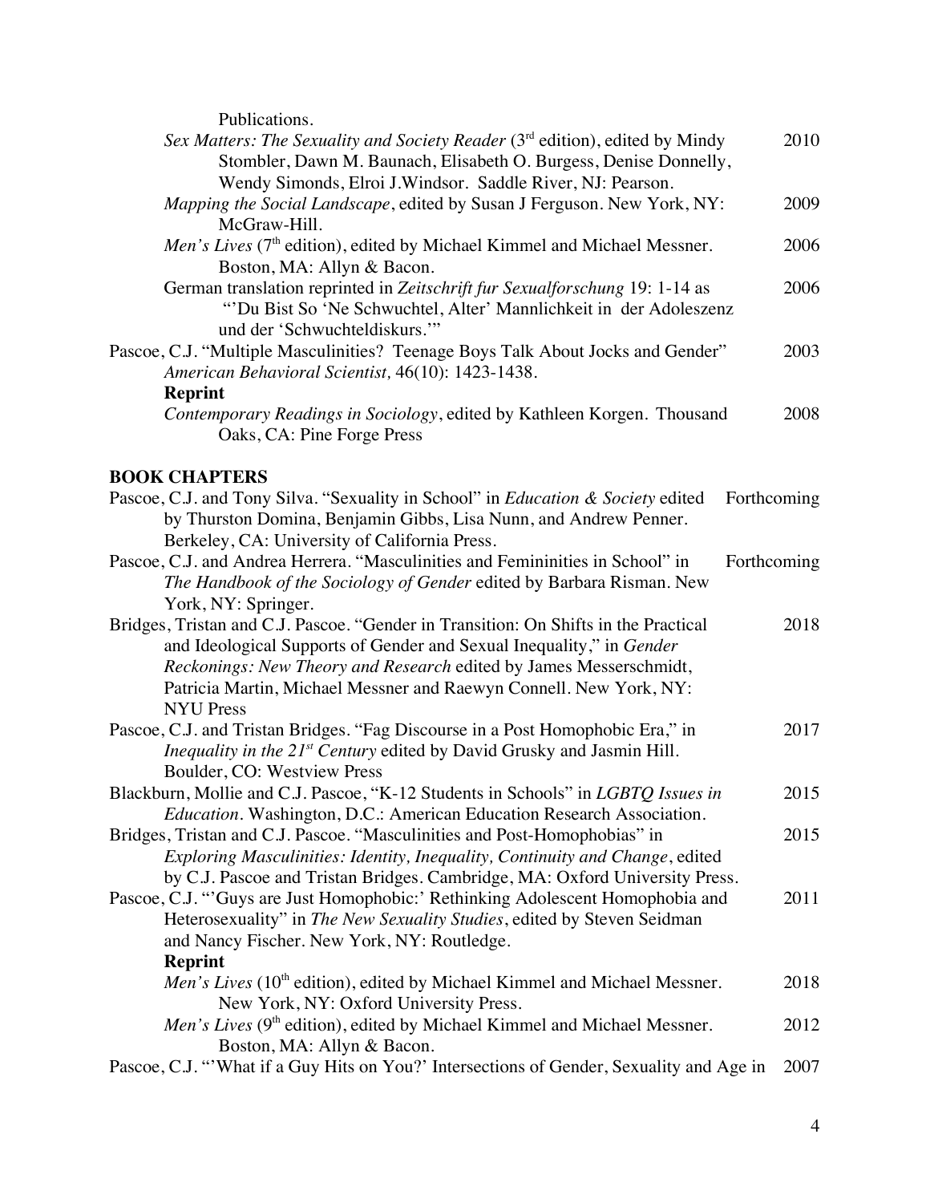Publications.

*Sex Matters: The Sexuality and Society Reader* (3rd edition), edited by Mindy Stombler, Dawn M. Baunach, Elisabeth O. Burgess, Denise Donnelly, Wendy Simonds, Elroi J.Windsor. Saddle River, NJ: Pearson. 2010

*Mapping the Social Landscape*, edited by Susan J Ferguson. New York, NY: McGraw-Hill. 2009

*Men's Lives* (7th edition), edited by Michael Kimmel and Michael Messner. Boston, MA: Allyn & Bacon. 2006

German translation reprinted in *Zeitschrift fur Sexualforschung* 19: 1-14 as "'Du Bist So 'Ne Schwuchtel, Alter' Mannlichkeit in der Adoleszenz und der 'Schwuchteldiskurs.'" 2006

Pascoe, C.J. "Multiple Masculinities? Teenage Boys Talk About Jocks and Gender" *American Behavioral Scientist,* 46(10): 1423-1438. 2003

**Reprint**

*Contemporary Readings in Sociology*, edited by Kathleen Korgen. Thousand Oaks, CA: Pine Forge Press 2008

**BOOK CHAPTERS**

Pascoe, C.J. and Tony Silva. "Sexuality in School" in *Education & Society* edited by Thurston Domina, Benjamin Gibbs, Lisa Nunn, and Andrew Penner. Berkeley, CA: University of California Press. Forthcoming

Pascoe, C.J. and Andrea Herrera. "Masculinities and Femininities in School" in *The Handbook of the Sociology of Gender* edited by Barbara Risman. New York, NY: Springer. Forthcoming

Bridges, Tristan and C.J. Pascoe. "Gender in Transition: On Shifts in the Practical and Ideological Supports of Gender and Sexual Inequality," in *Gender Reckonings: New Theory and Research* edited by James Messerschmidt, Patricia Martin, Michael Messner and Raewyn Connell. New York, NY: NYU Press 2018

Pascoe, C.J. and Tristan Bridges. "Fag Discourse in a Post Homophobic Era," in *Inequality in the 21st Century* edited by David Grusky and Jasmin Hill. Boulder, CO: Westview Press 2017

Blackburn, Mollie and C.J. Pascoe, "K-12 Students in Schools" in *LGBTQ Issues in Education*. Washington, D.C.: American Education Research Association. 2015

Bridges, Tristan and C.J. Pascoe. "Masculinities and Post-Homophobias" in *Exploring Masculinities: Identity, Inequality, Continuity and Change*, edited by C.J. Pascoe and Tristan Bridges. Cambridge, MA: Oxford University Press. 2015

Pascoe, C.J. "'Guys are Just Homophobic:' Rethinking Adolescent Homophobia and Heterosexuality" in *The New Sexuality Studies*, edited by Steven Seidman and Nancy Fischer. New York, NY: Routledge. 2011

**Reprint**

*Men's Lives* (10th edition), edited by Michael Kimmel and Michael Messner. New York, NY: Oxford University Press. 2018

*Men's Lives* (9th edition), edited by Michael Kimmel and Michael Messner. Boston, MA: Allyn & Bacon. 2012

Pascoe, C.J. "'What if a Guy Hits on You?' Intersections of Gender, Sexuality and Age in 2007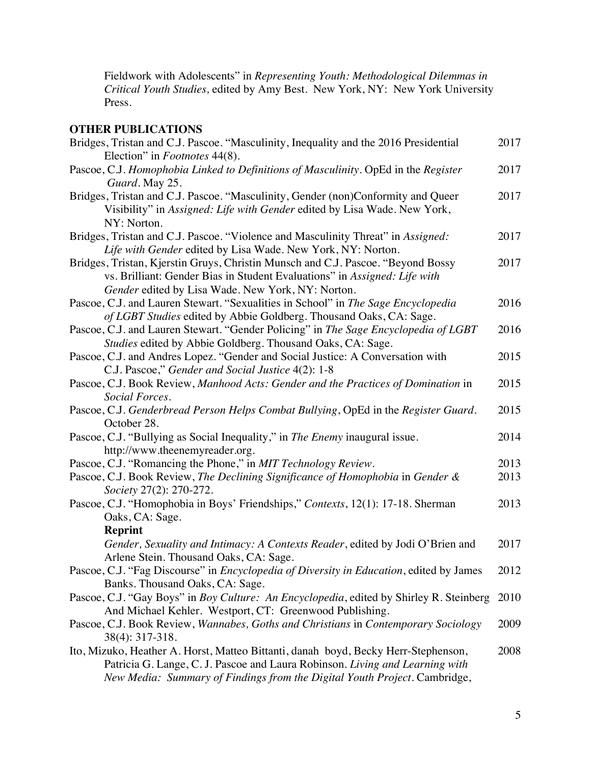Fieldwork with Adolescents" in *Representing Youth: Methodological Dilemmas in Critical Youth Studies,* edited by Amy Best. New York, NY: New York University Press.

## OTHER PUBLICATIONS

Bridges, Tristan and C.J. Pascoe. "Masculinity, Inequality and the 2016 Presidential Election" in *Footnotes* 44(8). 2017

Pascoe, C.J. *Homophobia Linked to Definitions of Masculinity*. OpEd in the *Register Guard*. May 25. 2017

Bridges, Tristan and C.J. Pascoe. "Masculinity, Gender (non)Conformity and Queer Visibility" in *Assigned: Life with Gender* edited by Lisa Wade. New York, NY: Norton. 2017

Bridges, Tristan and C.J. Pascoe. "Violence and Masculinity Threat" in *Assigned: Life with Gender* edited by Lisa Wade. New York, NY: Norton. 2017

Bridges, Tristan, Kjerstin Gruys, Christin Munsch and C.J. Pascoe. "Beyond Bossy vs. Brilliant: Gender Bias in Student Evaluations" in *Assigned: Life with Gender* edited by Lisa Wade. New York, NY: Norton. 2017

Pascoe, C.J. and Lauren Stewart. "Sexualities in School" in *The Sage Encyclopedia of LGBT Studies* edited by Abbie Goldberg. Thousand Oaks, CA: Sage. 2016

Pascoe, C.J. and Lauren Stewart. "Gender Policing" in *The Sage Encyclopedia of LGBT Studies* edited by Abbie Goldberg. Thousand Oaks, CA: Sage. 2016

Pascoe, C.J. and Andres Lopez. "Gender and Social Justice: A Conversation with C.J. Pascoe," *Gender and Social Justice* 4(2): 1-8 2015

Pascoe, C.J. Book Review, *Manhood Acts: Gender and the Practices of Domination* in *Social Forces*. 2015

Pascoe, C.J. *Genderbread Person Helps Combat Bullying*, OpEd in the *Register Guard*. October 28. 2015

Pascoe, C.J. "Bullying as Social Inequality," in *The Enemy* inaugural issue. http://www.theenemyreader.org. 2014

Pascoe, C.J. "Romancing the Phone," in *MIT Technology Review*. 2013

Pascoe, C.J. Book Review, *The Declining Significance of Homophobia* in *Gender & Society* 27(2): 270-272. 2013

Pascoe, C.J. "Homophobia in Boys' Friendships," *Contexts*, 12(1): 17-18. Sherman Oaks, CA: Sage. 2013

**Reprint**

*Gender, Sexuality and Intimacy: A Contexts Reader*, edited by Jodi O'Brien and Arlene Stein. Thousand Oaks, CA: Sage. 2017

Pascoe, C.J. "Fag Discourse" in *Encyclopedia of Diversity in Education*, edited by James Banks. Thousand Oaks, CA: Sage. 2012

Pascoe, C.J. "Gay Boys" in *Boy Culture: An Encyclopedia*, edited by Shirley R. Steinberg And Michael Kehler. Westport, CT: Greenwood Publishing. 2010

Pascoe, C.J. Book Review, *Wannabes, Goths and Christians* in *Contemporary Sociology* 38(4): 317-318. 2009

Ito, Mizuko, Heather A. Horst, Matteo Bittanti, danah boyd, Becky Herr-Stephenson, Patricia G. Lange, C. J. Pascoe and Laura Robinson. *Living and Learning with New Media: Summary of Findings from the Digital Youth Project*. Cambridge, 2008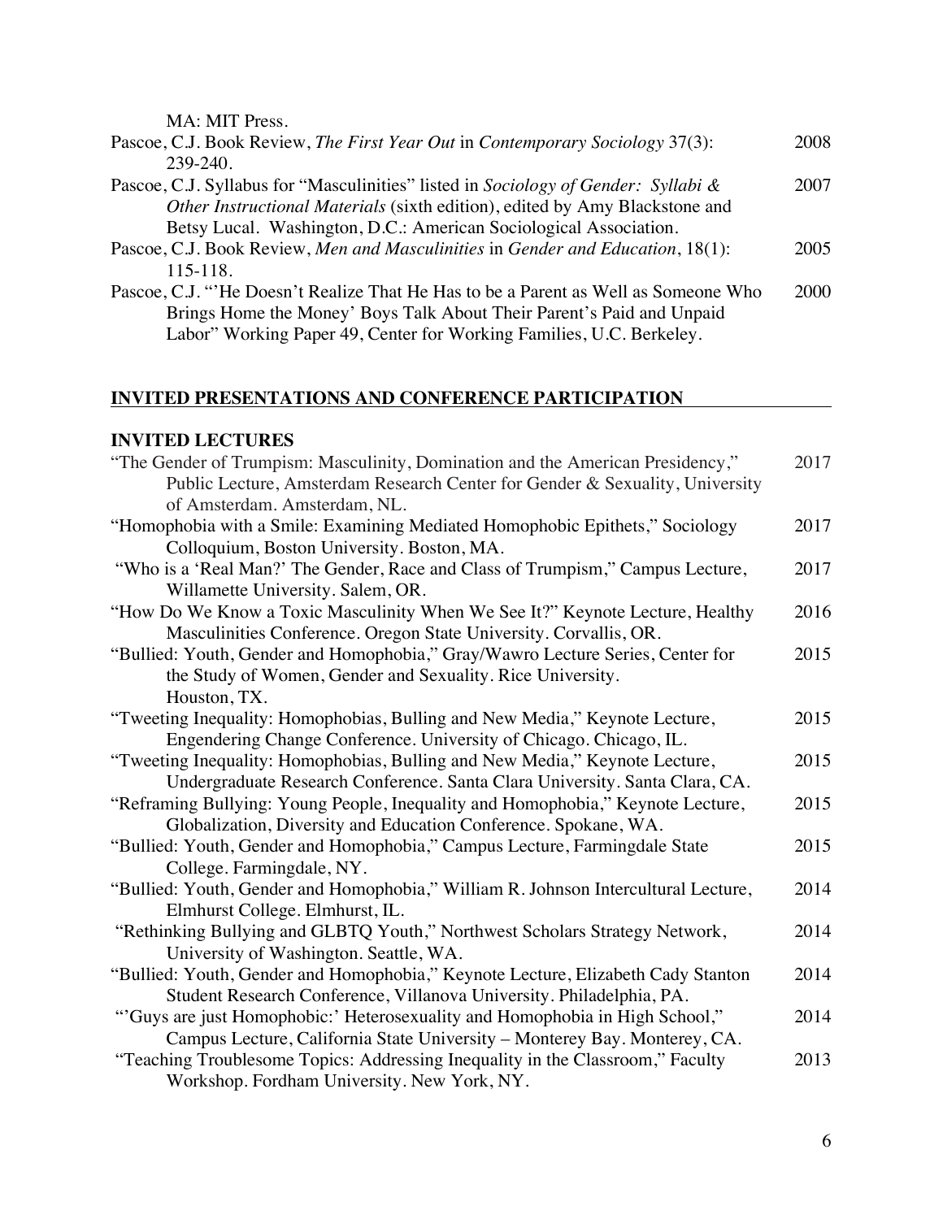MA: MIT Press.

Pascoe, C.J. Book Review, *The First Year Out* in *Contemporary Sociology* 37(3): 239-240. 2008

Pascoe, C.J. Syllabus for "Masculinities" listed in *Sociology of Gender: Syllabi & Other Instructional Materials* (sixth edition), edited by Amy Blackstone and Betsy Lucal. Washington, D.C.: American Sociological Association. 2007

Pascoe, C.J. Book Review, *Men and Masculinities* in *Gender and Education*, 18(1): 115-118. 2005

Pascoe, C.J. "'He Doesn't Realize That He Has to be a Parent as Well as Someone Who Brings Home the Money' Boys Talk About Their Parent's Paid and Unpaid Labor" Working Paper 49, Center for Working Families, U.C. Berkeley. 2000

## INVITED PRESENTATIONS AND CONFERENCE PARTICIPATION

### INVITED LECTURES

"The Gender of Trumpism: Masculinity, Domination and the American Presidency," Public Lecture, Amsterdam Research Center for Gender & Sexuality, University of Amsterdam. Amsterdam, NL. 2017

"Homophobia with a Smile: Examining Mediated Homophobic Epithets," Sociology Colloquium, Boston University. Boston, MA. 2017

"Who is a 'Real Man?' The Gender, Race and Class of Trumpism," Campus Lecture, Willamette University. Salem, OR. 2017

"How Do We Know a Toxic Masculinity When We See It?" Keynote Lecture, Healthy Masculinities Conference. Oregon State University. Corvallis, OR. 2016

"Bullied: Youth, Gender and Homophobia," Gray/Wawro Lecture Series, Center for the Study of Women, Gender and Sexuality. Rice University. Houston, TX. 2015

"Tweeting Inequality: Homophobias, Bulling and New Media," Keynote Lecture, Engendering Change Conference. University of Chicago. Chicago, IL. 2015

"Tweeting Inequality: Homophobias, Bulling and New Media," Keynote Lecture, Undergraduate Research Conference. Santa Clara University. Santa Clara, CA. 2015

"Reframing Bullying: Young People, Inequality and Homophobia," Keynote Lecture, Globalization, Diversity and Education Conference. Spokane, WA. 2015

"Bullied: Youth, Gender and Homophobia," Campus Lecture, Farmingdale State College. Farmingdale, NY. 2015

"Bullied: Youth, Gender and Homophobia," William R. Johnson Intercultural Lecture, Elmhurst College. Elmhurst, IL. 2014

"Rethinking Bullying and GLBTQ Youth," Northwest Scholars Strategy Network, University of Washington. Seattle, WA. 2014

"Bullied: Youth, Gender and Homophobia," Keynote Lecture, Elizabeth Cady Stanton Student Research Conference, Villanova University. Philadelphia, PA. 2014

"'Guys are just Homophobic:' Heterosexuality and Homophobia in High School," Campus Lecture, California State University – Monterey Bay. Monterey, CA. 2014

"Teaching Troublesome Topics: Addressing Inequality in the Classroom," Faculty Workshop. Fordham University. New York, NY. 2013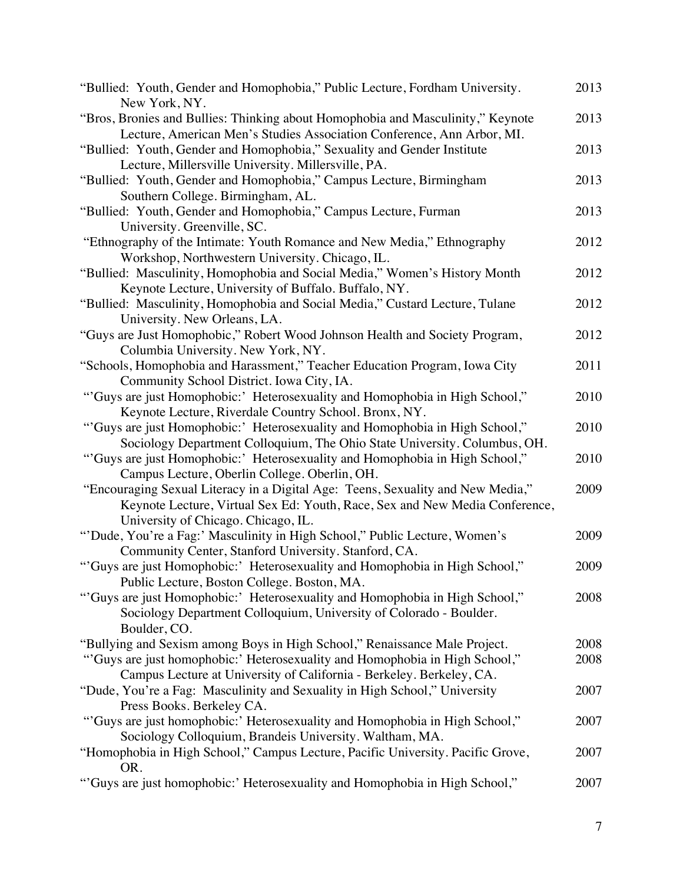"Bullied: Youth, Gender and Homophobia," Public Lecture, Fordham University. New York, NY. 2013

"Bros, Bronies and Bullies: Thinking about Homophobia and Masculinity," Keynote Lecture, American Men's Studies Association Conference, Ann Arbor, MI. 2013

"Bullied: Youth, Gender and Homophobia," Sexuality and Gender Institute Lecture, Millersville University. Millersville, PA. 2013

"Bullied: Youth, Gender and Homophobia," Campus Lecture, Birmingham Southern College. Birmingham, AL. 2013

"Bullied: Youth, Gender and Homophobia," Campus Lecture, Furman University. Greenville, SC. 2013

"Ethnography of the Intimate: Youth Romance and New Media," Ethnography Workshop, Northwestern University. Chicago, IL. 2012

"Bullied: Masculinity, Homophobia and Social Media," Women's History Month Keynote Lecture, University of Buffalo. Buffalo, NY. 2012

"Bullied: Masculinity, Homophobia and Social Media," Custard Lecture, Tulane University. New Orleans, LA. 2012

"Guys are Just Homophobic," Robert Wood Johnson Health and Society Program, Columbia University. New York, NY. 2012

"Schools, Homophobia and Harassment," Teacher Education Program, Iowa City Community School District. Iowa City, IA. 2011

"'Guys are just Homophobic:' Heterosexuality and Homophobia in High School," Keynote Lecture, Riverdale Country School. Bronx, NY. 2010

"'Guys are just Homophobic:' Heterosexuality and Homophobia in High School," Sociology Department Colloquium, The Ohio State University. Columbus, OH. 2010

"'Guys are just Homophobic:' Heterosexuality and Homophobia in High School," Campus Lecture, Oberlin College. Oberlin, OH. 2010

"Encouraging Sexual Literacy in a Digital Age: Teens, Sexuality and New Media," Keynote Lecture, Virtual Sex Ed: Youth, Race, Sex and New Media Conference, University of Chicago. Chicago, IL. 2009

"'Dude, You're a Fag:' Masculinity in High School," Public Lecture, Women's Community Center, Stanford University. Stanford, CA. 2009

"'Guys are just Homophobic:' Heterosexuality and Homophobia in High School," Public Lecture, Boston College. Boston, MA. 2009

"'Guys are just Homophobic:' Heterosexuality and Homophobia in High School," Sociology Department Colloquium, University of Colorado - Boulder. Boulder, CO. 2008

"Bullying and Sexism among Boys in High School," Renaissance Male Project. 2008

"'Guys are just homophobic:' Heterosexuality and Homophobia in High School," Campus Lecture at University of California - Berkeley. Berkeley, CA. 2008

"Dude, You're a Fag: Masculinity and Sexuality in High School," University Press Books. Berkeley CA. 2007

"'Guys are just homophobic:' Heterosexuality and Homophobia in High School," Sociology Colloquium, Brandeis University. Waltham, MA. 2007

"Homophobia in High School," Campus Lecture, Pacific University. Pacific Grove, OR. 2007

"'Guys are just homophobic:' Heterosexuality and Homophobia in High School," 2007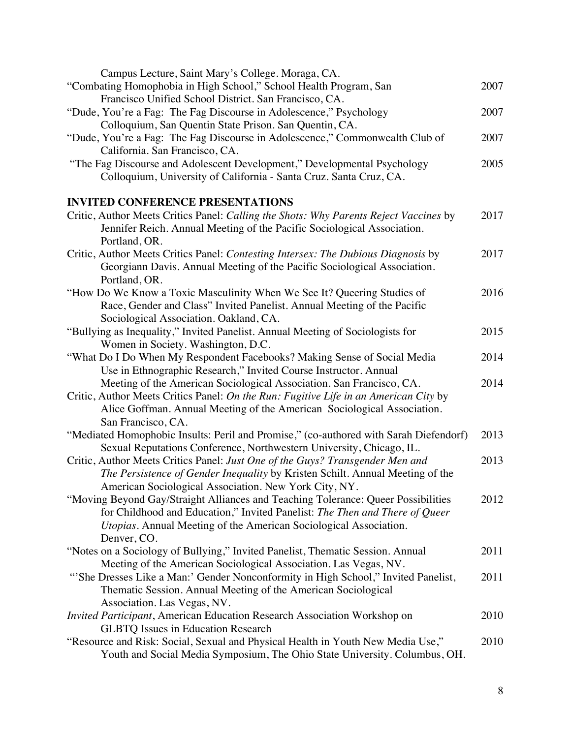Campus Lecture, Saint Mary's College. Moraga, CA.

"Combating Homophobia in High School," School Health Program, San Francisco Unified School District. San Francisco, CA. 2007

"Dude, You're a Fag: The Fag Discourse in Adolescence," Psychology Colloquium, San Quentin State Prison. San Quentin, CA. 2007

"Dude, You're a Fag: The Fag Discourse in Adolescence," Commonwealth Club of California. San Francisco, CA. 2007

"The Fag Discourse and Adolescent Development," Developmental Psychology Colloquium, University of California - Santa Cruz. Santa Cruz, CA. 2005

**INVITED CONFERENCE PRESENTATIONS**

Critic, Author Meets Critics Panel: *Calling the Shots: Why Parents Reject Vaccines* by Jennifer Reich. Annual Meeting of the Pacific Sociological Association. Portland, OR. 2017

Critic, Author Meets Critics Panel: *Contesting Intersex: The Dubious Diagnosis* by Georgiann Davis. Annual Meeting of the Pacific Sociological Association. Portland, OR. 2017

"How Do We Know a Toxic Masculinity When We See It? Queering Studies of Race, Gender and Class" Invited Panelist. Annual Meeting of the Pacific Sociological Association. Oakland, CA. 2016

"Bullying as Inequality," Invited Panelist. Annual Meeting of Sociologists for Women in Society. Washington, D.C. 2015

"What Do I Do When My Respondent Facebooks? Making Sense of Social Media Use in Ethnographic Research," Invited Course Instructor. Annual Meeting of the American Sociological Association. San Francisco, CA. 2014

Critic, Author Meets Critics Panel: *On the Run: Fugitive Life in an American City* by Alice Goffman. Annual Meeting of the American Sociological Association. San Francisco, CA. 2014

"Mediated Homophobic Insults: Peril and Promise," (co-authored with Sarah Diefendorf) Sexual Reputations Conference, Northwestern University, Chicago, IL. 2013

Critic, Author Meets Critics Panel: *Just One of the Guys? Transgender Men and The Persistence of Gender Inequality* by Kristen Schilt. Annual Meeting of the American Sociological Association. New York City, NY. 2013

"Moving Beyond Gay/Straight Alliances and Teaching Tolerance: Queer Possibilities for Childhood and Education," Invited Panelist: *The Then and There of Queer Utopias*. Annual Meeting of the American Sociological Association. Denver, CO. 2012

"Notes on a Sociology of Bullying," Invited Panelist, Thematic Session. Annual Meeting of the American Sociological Association. Las Vegas, NV. 2011

"'She Dresses Like a Man:' Gender Nonconformity in High School," Invited Panelist, Thematic Session. Annual Meeting of the American Sociological Association. Las Vegas, NV. 2011

*Invited Participant*, American Education Research Association Workshop on GLBTQ Issues in Education Research 2010

"Resource and Risk: Social, Sexual and Physical Health in Youth New Media Use," Youth and Social Media Symposium, The Ohio State University. Columbus, OH. 2010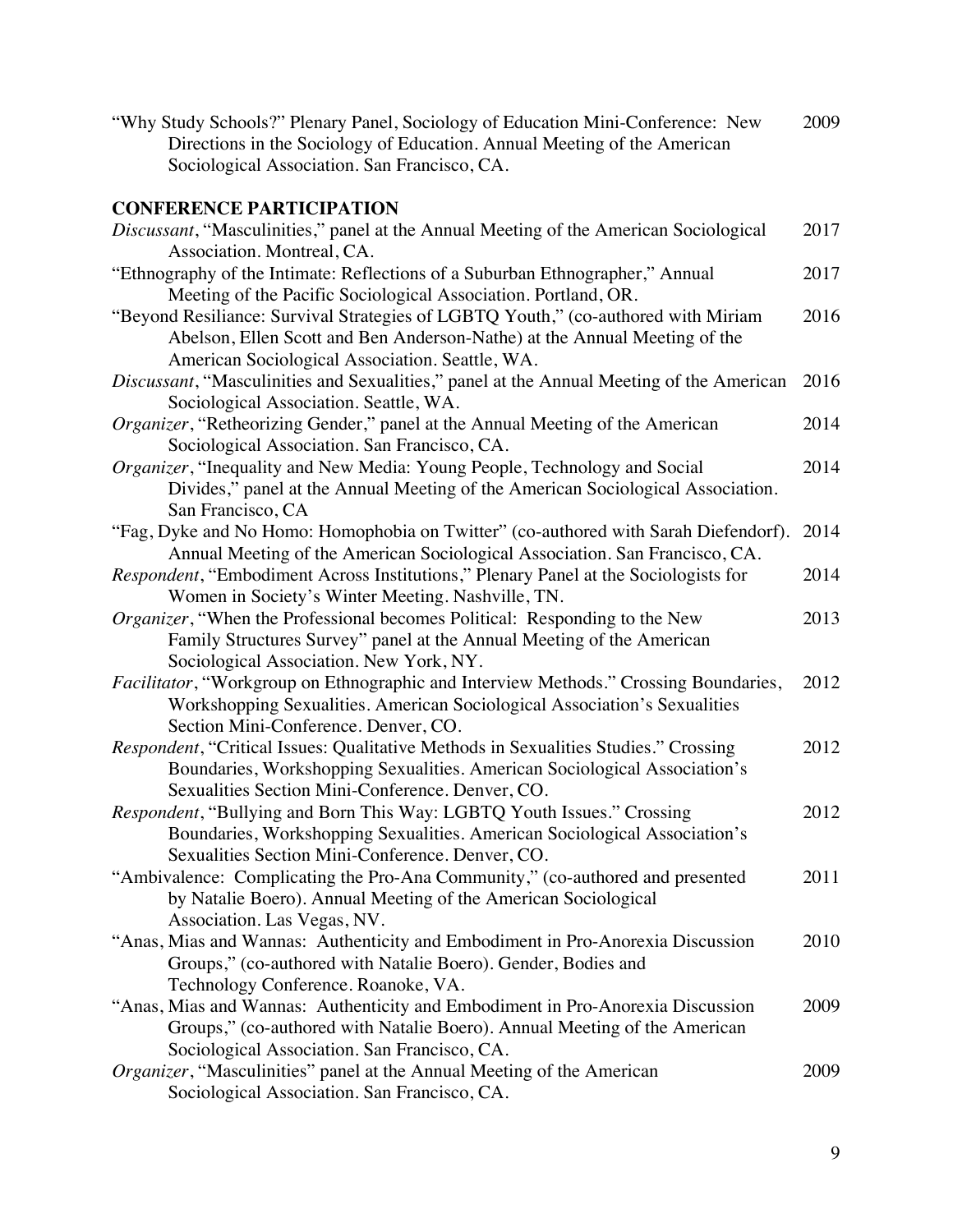"Why Study Schools?" Plenary Panel, Sociology of Education Mini-Conference: New Directions in the Sociology of Education. Annual Meeting of the American Sociological Association. San Francisco, CA. 2009

## CONFERENCE PARTICIPATION

*Discussant*, "Masculinities," panel at the Annual Meeting of the American Sociological Association. Montreal, CA. 2017

"Ethnography of the Intimate: Reflections of a Suburban Ethnographer," Annual Meeting of the Pacific Sociological Association. Portland, OR. 2017

"Beyond Resiliance: Survival Strategies of LGBTQ Youth," (co-authored with Miriam Abelson, Ellen Scott and Ben Anderson-Nathe) at the Annual Meeting of the American Sociological Association. Seattle, WA. 2016

*Discussant*, "Masculinities and Sexualities," panel at the Annual Meeting of the American Sociological Association. Seattle, WA. 2016

*Organizer*, "Retheorizing Gender," panel at the Annual Meeting of the American Sociological Association. San Francisco, CA. 2014

*Organizer*, "Inequality and New Media: Young People, Technology and Social Divides," panel at the Annual Meeting of the American Sociological Association. San Francisco, CA 2014

"Fag, Dyke and No Homo: Homophobia on Twitter" (co-authored with Sarah Diefendorf). Annual Meeting of the American Sociological Association. San Francisco, CA. 2014

*Respondent*, "Embodiment Across Institutions," Plenary Panel at the Sociologists for Women in Society's Winter Meeting. Nashville, TN. 2014

*Organizer*, "When the Professional becomes Political: Responding to the New Family Structures Survey" panel at the Annual Meeting of the American Sociological Association. New York, NY. 2013

*Facilitator*, "Workgroup on Ethnographic and Interview Methods." Crossing Boundaries, Workshopping Sexualities. American Sociological Association's Sexualities Section Mini-Conference. Denver, CO. 2012

*Respondent*, "Critical Issues: Qualitative Methods in Sexualities Studies." Crossing Boundaries, Workshopping Sexualities. American Sociological Association's Sexualities Section Mini-Conference. Denver, CO. 2012

*Respondent*, "Bullying and Born This Way: LGBTQ Youth Issues." Crossing Boundaries, Workshopping Sexualities. American Sociological Association's Sexualities Section Mini-Conference. Denver, CO. 2012

"Ambivalence: Complicating the Pro-Ana Community," (co-authored and presented by Natalie Boero). Annual Meeting of the American Sociological Association. Las Vegas, NV. 2011

"Anas, Mias and Wannas: Authenticity and Embodiment in Pro-Anorexia Discussion Groups," (co-authored with Natalie Boero). Gender, Bodies and Technology Conference. Roanoke, VA. 2010

"Anas, Mias and Wannas: Authenticity and Embodiment in Pro-Anorexia Discussion Groups," (co-authored with Natalie Boero). Annual Meeting of the American Sociological Association. San Francisco, CA. 2009

*Organizer*, "Masculinities" panel at the Annual Meeting of the American Sociological Association. San Francisco, CA. 2009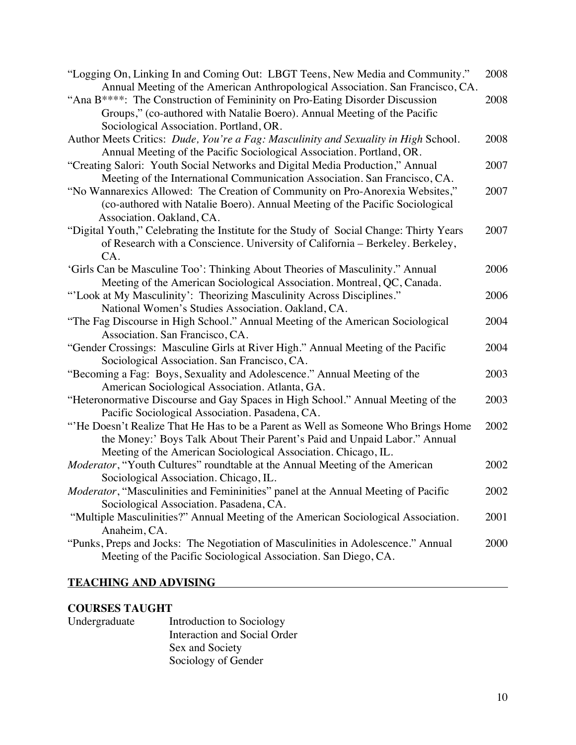"Logging On, Linking In and Coming Out: LBGT Teens, New Media and Community." Annual Meeting of the American Anthropological Association. San Francisco, CA. 2008

"Ana B****: The Construction of Femininity on Pro-Eating Disorder Discussion Groups," (co-authored with Natalie Boero). Annual Meeting of the Pacific Sociological Association. Portland, OR. 2008

Author Meets Critics: *Dude, You're a Fag: Masculinity and Sexuality in High* School. Annual Meeting of the Pacific Sociological Association. Portland, OR. 2008

"Creating Salori: Youth Social Networks and Digital Media Production," Annual Meeting of the International Communication Association. San Francisco, CA. 2007

"No Wannarexics Allowed: The Creation of Community on Pro-Anorexia Websites," (co-authored with Natalie Boero). Annual Meeting of the Pacific Sociological Association. Oakland, CA. 2007

"Digital Youth," Celebrating the Institute for the Study of Social Change: Thirty Years of Research with a Conscience. University of California – Berkeley. Berkeley, CA. 2007

'Girls Can be Masculine Too': Thinking About Theories of Masculinity." Annual Meeting of the American Sociological Association. Montreal, QC, Canada. 2006

"'Look at My Masculinity': Theorizing Masculinity Across Disciplines." National Women's Studies Association. Oakland, CA. 2006

"The Fag Discourse in High School." Annual Meeting of the American Sociological Association. San Francisco, CA. 2004

"Gender Crossings: Masculine Girls at River High." Annual Meeting of the Pacific Sociological Association. San Francisco, CA. 2004

"Becoming a Fag: Boys, Sexuality and Adolescence." Annual Meeting of the American Sociological Association. Atlanta, GA. 2003

"Heteronormative Discourse and Gay Spaces in High School." Annual Meeting of the Pacific Sociological Association. Pasadena, CA. 2003

"'He Doesn't Realize That He Has to be a Parent as Well as Someone Who Brings Home the Money:' Boys Talk About Their Parent's Paid and Unpaid Labor." Annual Meeting of the American Sociological Association. Chicago, IL. 2002

*Moderator*, "Youth Cultures" roundtable at the Annual Meeting of the American Sociological Association. Chicago, IL. 2002

*Moderator*, "Masculinities and Femininities" panel at the Annual Meeting of Pacific Sociological Association. Pasadena, CA. 2002

"Multiple Masculinities?" Annual Meeting of the American Sociological Association. Anaheim, CA. 2001

"Punks, Preps and Jocks: The Negotiation of Masculinities in Adolescence." Annual Meeting of the Pacific Sociological Association. San Diego, CA. 2000

## TEACHING AND ADVISING

### COURSES TAUGHT

Undergraduate
- Introduction to Sociology
- Interaction and Social Order
- Sex and Society
- Sociology of Gender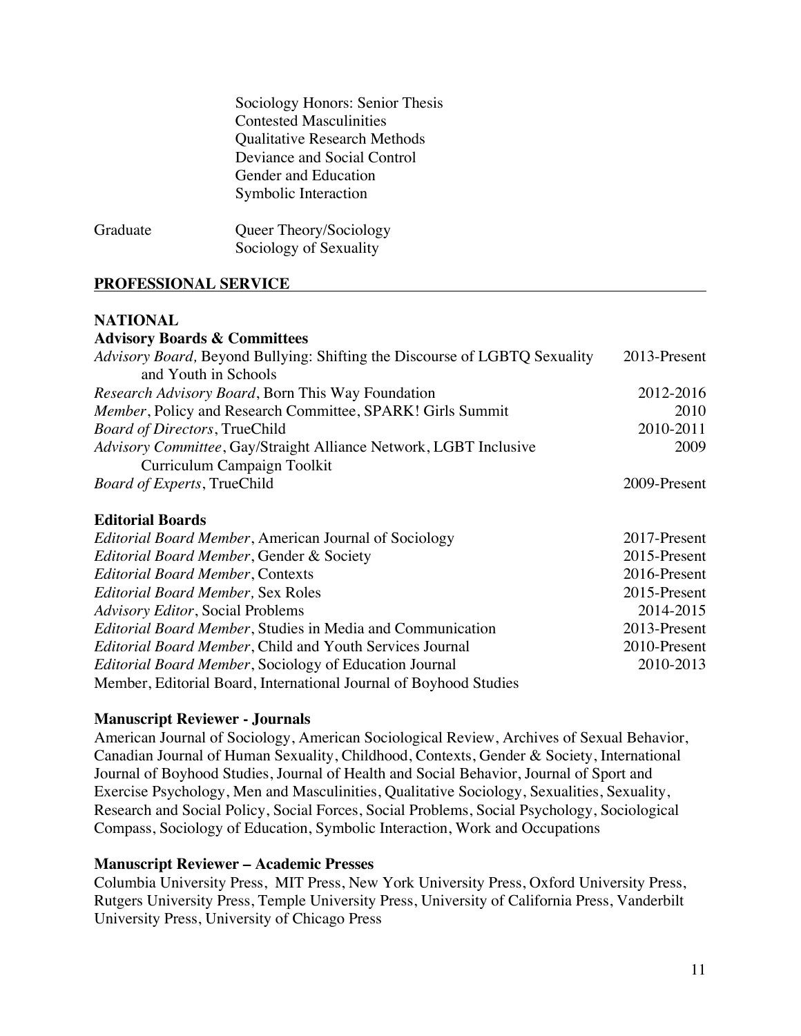Sociology Honors: Senior Thesis
Contested Masculinities
Qualitative Research Methods
Deviance and Social Control
Gender and Education
Symbolic Interaction

Graduate — Queer Theory/Sociology
Sociology of Sexuality

## PROFESSIONAL SERVICE

### NATIONAL

#### Advisory Boards & Committees

| | |
|---|---|
| *Advisory Board,* Beyond Bullying: Shifting the Discourse of LGBTQ Sexuality and Youth in Schools | 2013-Present |
| *Research Advisory Board*, Born This Way Foundation | 2012-2016 |
| *Member*, Policy and Research Committee, SPARK! Girls Summit | 2010 |
| *Board of Directors*, TrueChild | 2010-2011 |
| *Advisory Committee*, Gay/Straight Alliance Network, LGBT Inclusive Curriculum Campaign Toolkit | 2009 |
| *Board of Experts*, TrueChild | 2009-Present |

#### Editorial Boards

| | |
|---|---|
| *Editorial Board Member*, American Journal of Sociology | 2017-Present |
| *Editorial Board Member*, Gender & Society | 2015-Present |
| *Editorial Board Member*, Contexts | 2016-Present |
| *Editorial Board Member,* Sex Roles | 2015-Present |
| *Advisory Editor*, Social Problems | 2014-2015 |
| *Editorial Board Member*, Studies in Media and Communication | 2013-Present |
| *Editorial Board Member*, Child and Youth Services Journal | 2010-Present |
| *Editorial Board Member*, Sociology of Education Journal | 2010-2013 |
| Member, Editorial Board, International Journal of Boyhood Studies | |

#### Manuscript Reviewer - Journals

American Journal of Sociology, American Sociological Review, Archives of Sexual Behavior, Canadian Journal of Human Sexuality, Childhood, Contexts, Gender & Society, International Journal of Boyhood Studies, Journal of Health and Social Behavior, Journal of Sport and Exercise Psychology, Men and Masculinities, Qualitative Sociology, Sexualities, Sexuality, Research and Social Policy, Social Forces, Social Problems, Social Psychology, Sociological Compass, Sociology of Education, Symbolic Interaction, Work and Occupations

#### Manuscript Reviewer – Academic Presses

Columbia University Press, MIT Press, New York University Press, Oxford University Press, Rutgers University Press, Temple University Press, University of California Press, Vanderbilt University Press, University of Chicago Press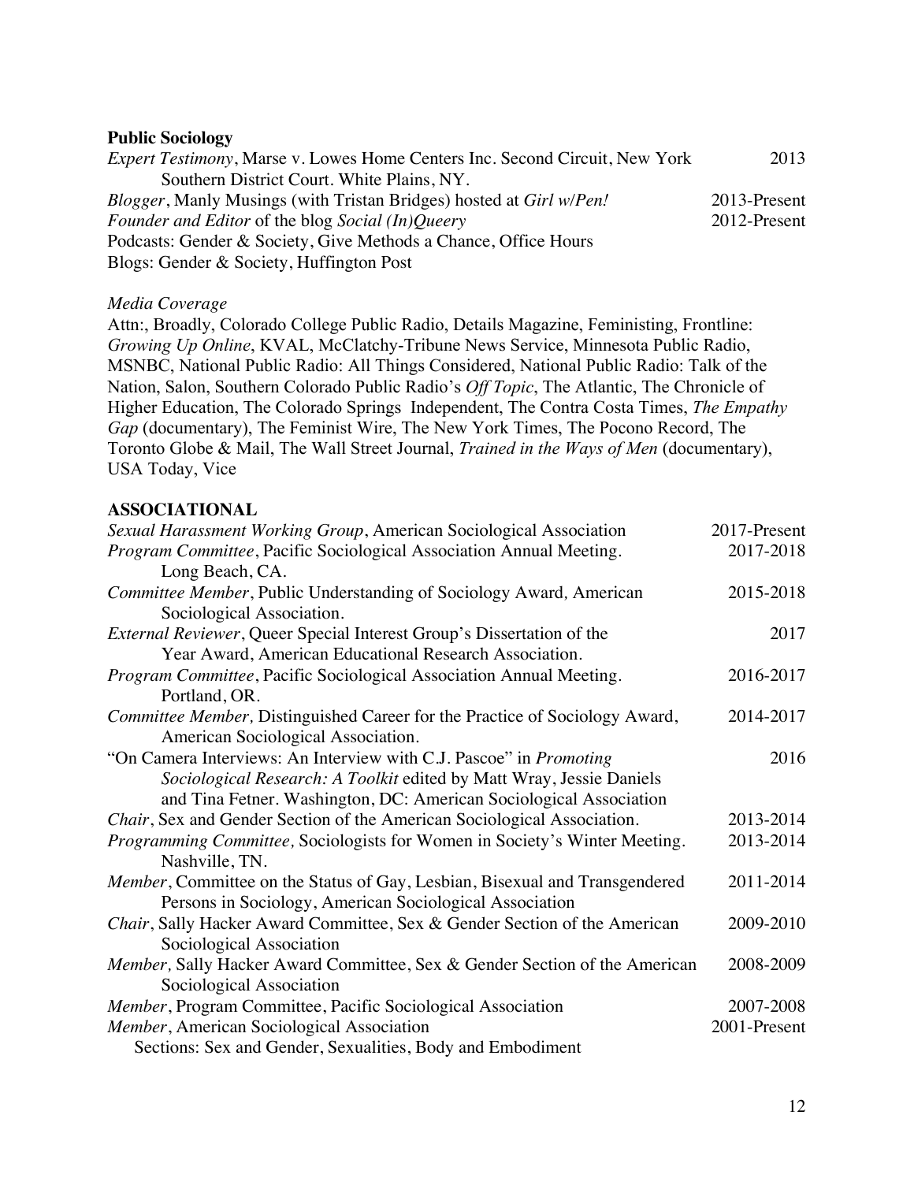**Public Sociology**

*Expert Testimony*, Marse v. Lowes Home Centers Inc. Second Circuit, New York Southern District Court. White Plains, NY. 2013

*Blogger*, Manly Musings (with Tristan Bridges) hosted at *Girl w/Pen!* 2013-Present

*Founder and Editor* of the blog *Social (In)Queery* 2012-Present

Podcasts: Gender & Society, Give Methods a Chance, Office Hours

Blogs: Gender & Society, Huffington Post

*Media Coverage*

Attn:, Broadly, Colorado College Public Radio, Details Magazine, Feministing, Frontline: *Growing Up Online*, KVAL, McClatchy-Tribune News Service, Minnesota Public Radio, MSNBC, National Public Radio: All Things Considered, National Public Radio: Talk of the Nation, Salon, Southern Colorado Public Radio's *Off Topic*, The Atlantic, The Chronicle of Higher Education, The Colorado Springs Independent, The Contra Costa Times, *The Empathy Gap* (documentary), The Feminist Wire, The New York Times, The Pocono Record, The Toronto Globe & Mail, The Wall Street Journal, *Trained in the Ways of Men* (documentary), USA Today, Vice

## ASSOCIATIONAL

*Sexual Harassment Working Group*, American Sociological Association 2017-Present

*Program Committee*, Pacific Sociological Association Annual Meeting. Long Beach, CA. 2017-2018

*Committee Member*, Public Understanding of Sociology Award, American Sociological Association. 2015-2018

*External Reviewer*, Queer Special Interest Group's Dissertation of the Year Award, American Educational Research Association. 2017

*Program Committee*, Pacific Sociological Association Annual Meeting. Portland, OR. 2016-2017

*Committee Member,* Distinguished Career for the Practice of Sociology Award, American Sociological Association. 2014-2017

"On Camera Interviews: An Interview with C.J. Pascoe" in *Promoting Sociological Research: A Toolkit* edited by Matt Wray, Jessie Daniels and Tina Fetner. Washington, DC: American Sociological Association 2016

*Chair*, Sex and Gender Section of the American Sociological Association. 2013-2014

*Programming Committee,* Sociologists for Women in Society's Winter Meeting. Nashville, TN. 2013-2014

*Member*, Committee on the Status of Gay, Lesbian, Bisexual and Transgendered Persons in Sociology, American Sociological Association 2011-2014

*Chair*, Sally Hacker Award Committee, Sex & Gender Section of the American Sociological Association 2009-2010

*Member,* Sally Hacker Award Committee, Sex & Gender Section of the American Sociological Association 2008-2009

*Member*, Program Committee, Pacific Sociological Association 2007-2008

*Member*, American Sociological Association 2001-Present
Sections: Sex and Gender, Sexualities, Body and Embodiment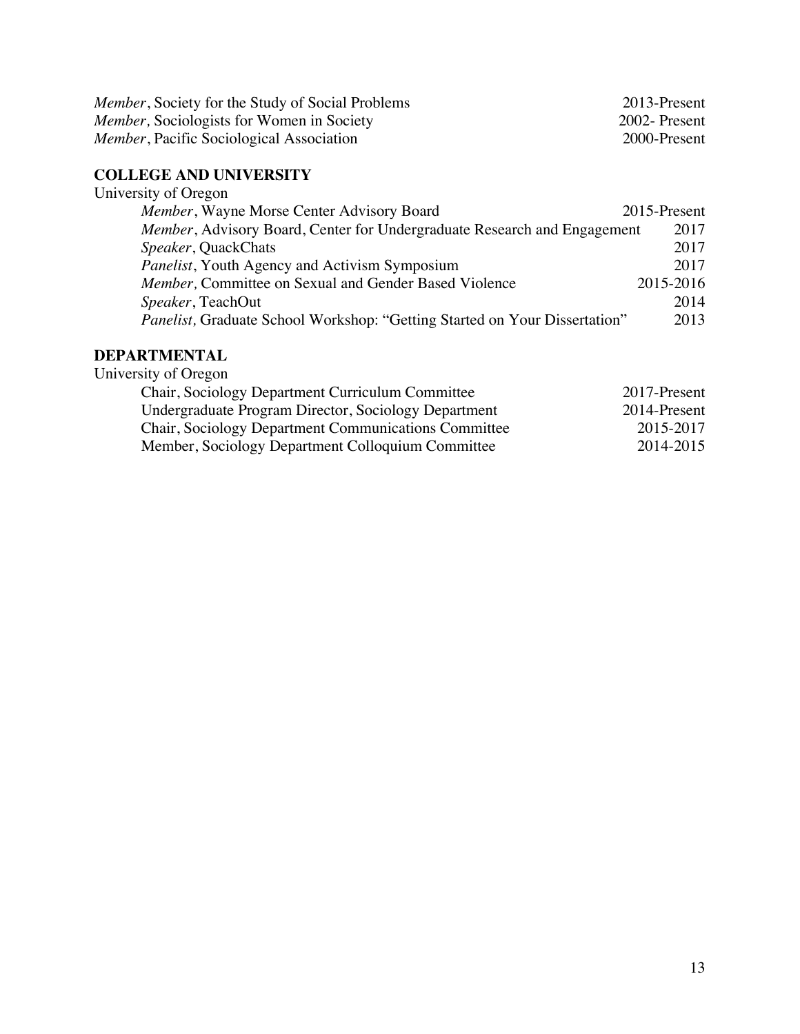*Member*, Society for the Study of Social Problems 2013-Present
*Member,* Sociologists for Women in Society 2002- Present
*Member*, Pacific Sociological Association 2000-Present

## COLLEGE AND UNIVERSITY

University of Oregon

- *Member*, Wayne Morse Center Advisory Board 2015-Present
- *Member*, Advisory Board, Center for Undergraduate Research and Engagement 2017
- *Speaker*, QuackChats 2017
- *Panelist*, Youth Agency and Activism Symposium 2017
- *Member,* Committee on Sexual and Gender Based Violence 2015-2016
- *Speaker*, TeachOut 2014
- *Panelist,* Graduate School Workshop: "Getting Started on Your Dissertation" 2013

## DEPARTMENTAL

University of Oregon

- Chair, Sociology Department Curriculum Committee 2017-Present
- Undergraduate Program Director, Sociology Department 2014-Present
- Chair, Sociology Department Communications Committee 2015-2017
- Member, Sociology Department Colloquium Committee 2014-2015